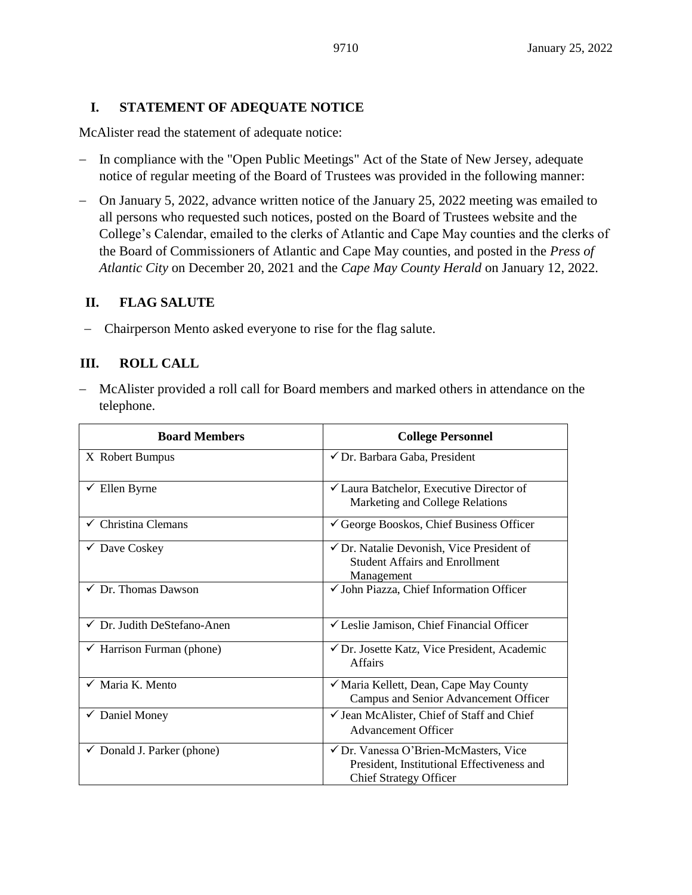## I. STATEMENT OF ADEQUATE NOTICE

McAlister read the statement of adequate notice:

- In compliance with the "Open Public Meetings" Act of the State of New Jersey, adequate notice of regular meeting of the Board of Trustees was provided in the following manner:
- On January 5, 2022, advance written notice of the January 25, 2022 meeting was emailed to all persons who requested such notices, posted on the Board of Trustees website and the College's Calendar, emailed to the clerks of Atlantic and Cape May counties and the clerks of the Board of Commissioners of Atlantic and Cape May counties, and posted in the *Press of Atlantic City* on December 20, 2021 and the *Cape May County Herald* on January 12, 2022.

## II. FLAG SALUTE

- Chairperson Mento asked everyone to rise for the flag salute.

## III. ROLL CALL

- McAlister provided a roll call for Board members and marked others in attendance on the telephone.

| Board Members | College Personnel |
|---|---|
| X Robert Bumpus | ✓ Dr. Barbara Gaba, President |
| ✓ Ellen Byrne | ✓ Laura Batchelor, Executive Director of Marketing and College Relations |
| ✓ Christina Clemans | ✓ George Booskos, Chief Business Officer |
| ✓ Dave Coskey | ✓ Dr. Natalie Devonish, Vice President of Student Affairs and Enrollment Management |
| ✓ Dr. Thomas Dawson | ✓ John Piazza, Chief Information Officer |
| ✓ Dr. Judith DeStefano-Anen | ✓ Leslie Jamison, Chief Financial Officer |
| ✓ Harrison Furman (phone) | ✓ Dr. Josette Katz, Vice President, Academic Affairs |
| ✓ Maria K. Mento | ✓ Maria Kellett, Dean, Cape May County Campus and Senior Advancement Officer |
| ✓ Daniel Money | ✓ Jean McAlister, Chief of Staff and Chief Advancement Officer |
| ✓ Donald J. Parker (phone) | ✓ Dr. Vanessa O'Brien-McMasters, Vice President, Institutional Effectiveness and Chief Strategy Officer |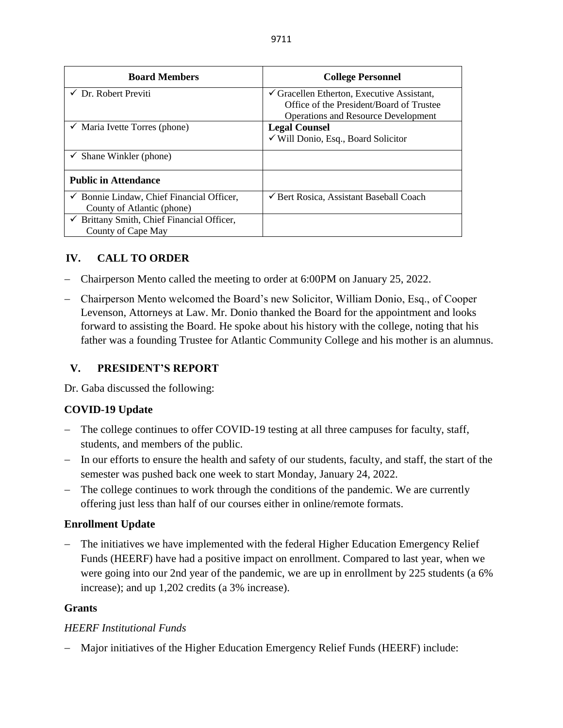| Board Members | College Personnel |
|---|---|
| ✓ Dr. Robert Previti | ✓ Gracellen Etherton, Executive Assistant, Office of the President/Board of Trustee Operations and Resource Development |
| ✓ Maria Ivette Torres (phone) | **Legal Counsel**<br>✓ Will Donio, Esq., Board Solicitor |
| ✓ Shane Winkler (phone) | |
| **Public in Attendance** | |
| ✓ Bonnie Lindaw, Chief Financial Officer, County of Atlantic (phone) | ✓ Bert Rosica, Assistant Baseball Coach |
| ✓ Brittany Smith, Chief Financial Officer, County of Cape May | |

## IV. CALL TO ORDER

- Chairperson Mento called the meeting to order at 6:00PM on January 25, 2022.
- Chairperson Mento welcomed the Board's new Solicitor, William Donio, Esq., of Cooper Levenson, Attorneys at Law. Mr. Donio thanked the Board for the appointment and looks forward to assisting the Board. He spoke about his history with the college, noting that his father was a founding Trustee for Atlantic Community College and his mother is an alumnus.

## V. PRESIDENT'S REPORT

Dr. Gaba discussed the following:

### COVID-19 Update

- The college continues to offer COVID-19 testing at all three campuses for faculty, staff, students, and members of the public.
- In our efforts to ensure the health and safety of our students, faculty, and staff, the start of the semester was pushed back one week to start Monday, January 24, 2022.
- The college continues to work through the conditions of the pandemic. We are currently offering just less than half of our courses either in online/remote formats.

### Enrollment Update

- The initiatives we have implemented with the federal Higher Education Emergency Relief Funds (HEERF) have had a positive impact on enrollment. Compared to last year, when we were going into our 2nd year of the pandemic, we are up in enrollment by 225 students (a 6% increase); and up 1,202 credits (a 3% increase).

### Grants

*HEERF Institutional Funds*

- Major initiatives of the Higher Education Emergency Relief Funds (HEERF) include: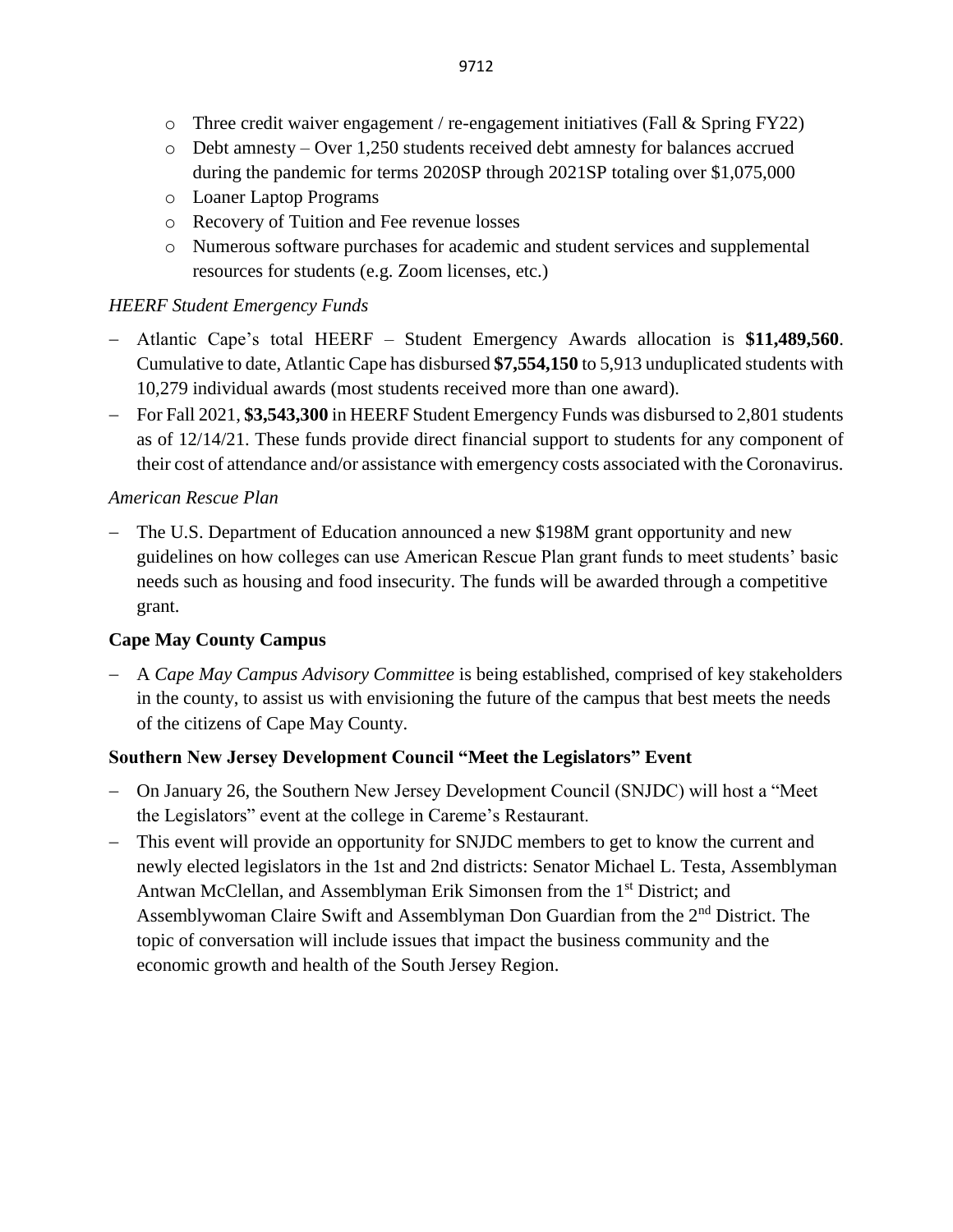- Three credit waiver engagement / re-engagement initiatives (Fall & Spring FY22)
  - Debt amnesty – Over 1,250 students received debt amnesty for balances accrued during the pandemic for terms 2020SP through 2021SP totaling over $1,075,000
  - Loaner Laptop Programs
  - Recovery of Tuition and Fee revenue losses
  - Numerous software purchases for academic and student services and supplemental resources for students (e.g. Zoom licenses, etc.)

*HEERF Student Emergency Funds*

- Atlantic Cape's total HEERF – Student Emergency Awards allocation is **$11,489,560**. Cumulative to date, Atlantic Cape has disbursed **$7,554,150** to 5,913 unduplicated students with 10,279 individual awards (most students received more than one award).
- For Fall 2021, **$3,543,300** in HEERF Student Emergency Funds was disbursed to 2,801 students as of 12/14/21. These funds provide direct financial support to students for any component of their cost of attendance and/or assistance with emergency costs associated with the Coronavirus.

*American Rescue Plan*

- The U.S. Department of Education announced a new $198M grant opportunity and new guidelines on how colleges can use American Rescue Plan grant funds to meet students' basic needs such as housing and food insecurity. The funds will be awarded through a competitive grant.

**Cape May County Campus**

- A *Cape May Campus Advisory Committee* is being established, comprised of key stakeholders in the county, to assist us with envisioning the future of the campus that best meets the needs of the citizens of Cape May County.

**Southern New Jersey Development Council "Meet the Legislators" Event**

- On January 26, the Southern New Jersey Development Council (SNJDC) will host a "Meet the Legislators" event at the college in Careme's Restaurant.
- This event will provide an opportunity for SNJDC members to get to know the current and newly elected legislators in the 1st and 2nd districts: Senator Michael L. Testa, Assemblyman Antwan McClellan, and Assemblyman Erik Simonsen from the 1st District; and Assemblywoman Claire Swift and Assemblyman Don Guardian from the 2nd District. The topic of conversation will include issues that impact the business community and the economic growth and health of the South Jersey Region.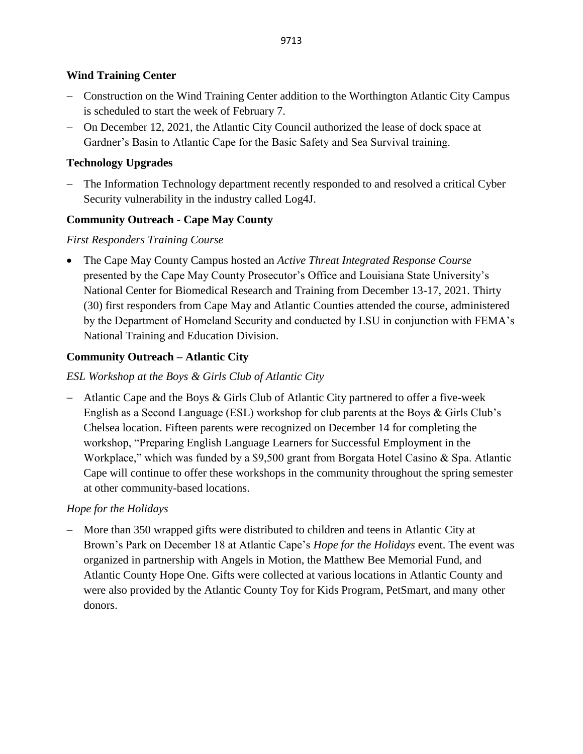**Wind Training Center**

- Construction on the Wind Training Center addition to the Worthington Atlantic City Campus is scheduled to start the week of February 7.
- On December 12, 2021, the Atlantic City Council authorized the lease of dock space at Gardner's Basin to Atlantic Cape for the Basic Safety and Sea Survival training.

**Technology Upgrades**

- The Information Technology department recently responded to and resolved a critical Cyber Security vulnerability in the industry called Log4J.

**Community Outreach - Cape May County**

*First Responders Training Course*

- The Cape May County Campus hosted an *Active Threat Integrated Response Course* presented by the Cape May County Prosecutor's Office and Louisiana State University's National Center for Biomedical Research and Training from December 13-17, 2021. Thirty (30) first responders from Cape May and Atlantic Counties attended the course, administered by the Department of Homeland Security and conducted by LSU in conjunction with FEMA's National Training and Education Division.

**Community Outreach – Atlantic City**

*ESL Workshop at the Boys & Girls Club of Atlantic City*

- Atlantic Cape and the Boys & Girls Club of Atlantic City partnered to offer a five-week English as a Second Language (ESL) workshop for club parents at the Boys & Girls Club's Chelsea location. Fifteen parents were recognized on December 14 for completing the workshop, "Preparing English Language Learners for Successful Employment in the Workplace," which was funded by a $9,500 grant from Borgata Hotel Casino & Spa. Atlantic Cape will continue to offer these workshops in the community throughout the spring semester at other community-based locations.

*Hope for the Holidays*

- More than 350 wrapped gifts were distributed to children and teens in Atlantic City at Brown's Park on December 18 at Atlantic Cape's *Hope for the Holidays* event. The event was organized in partnership with Angels in Motion, the Matthew Bee Memorial Fund, and Atlantic County Hope One. Gifts were collected at various locations in Atlantic County and were also provided by the Atlantic County Toy for Kids Program, PetSmart, and many other donors.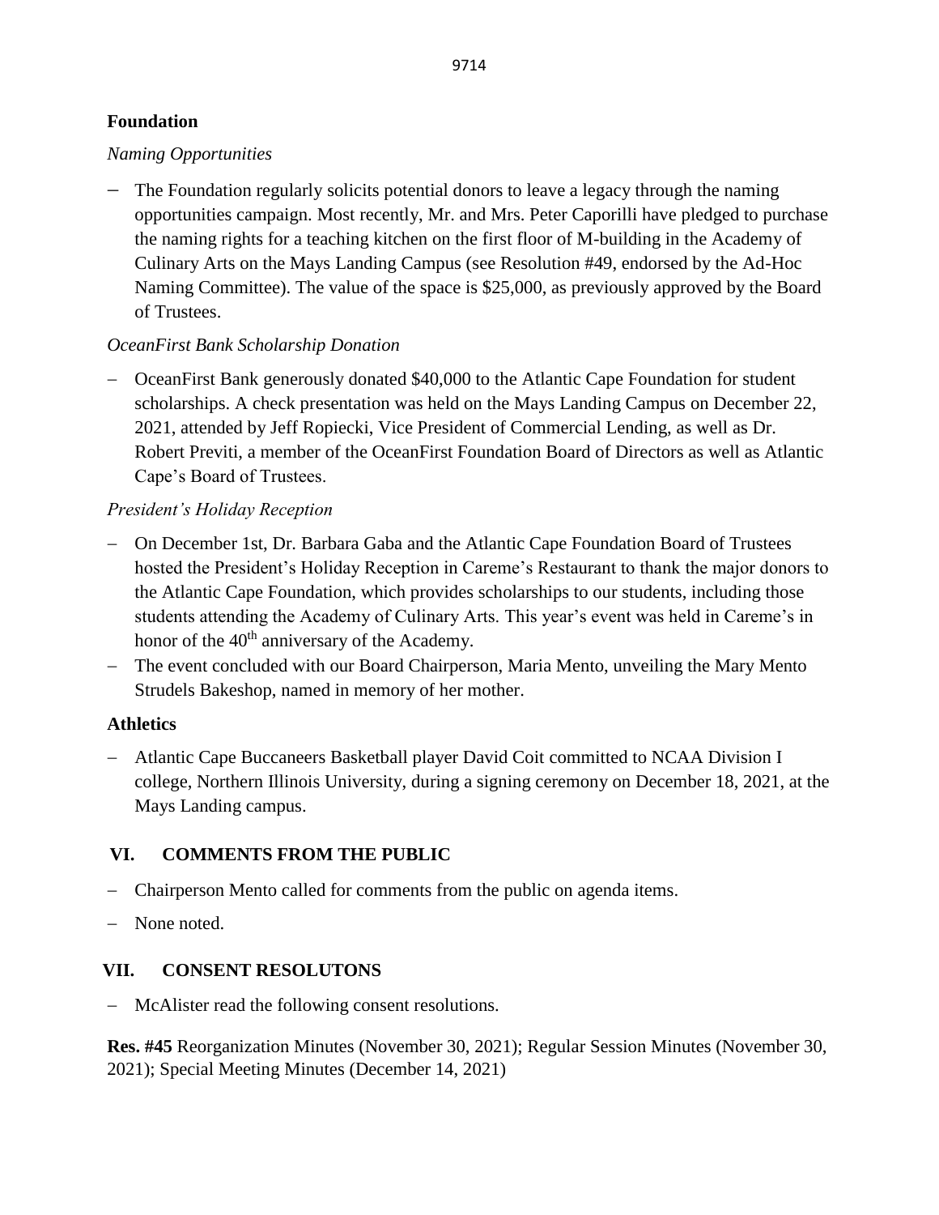**Foundation**

*Naming Opportunities*

- The Foundation regularly solicits potential donors to leave a legacy through the naming opportunities campaign. Most recently, Mr. and Mrs. Peter Caporilli have pledged to purchase the naming rights for a teaching kitchen on the first floor of M-building in the Academy of Culinary Arts on the Mays Landing Campus (see Resolution #49, endorsed by the Ad-Hoc Naming Committee). The value of the space is $25,000, as previously approved by the Board of Trustees.

*OceanFirst Bank Scholarship Donation*

- OceanFirst Bank generously donated $40,000 to the Atlantic Cape Foundation for student scholarships. A check presentation was held on the Mays Landing Campus on December 22, 2021, attended by Jeff Ropiecki, Vice President of Commercial Lending, as well as Dr. Robert Previti, a member of the OceanFirst Foundation Board of Directors as well as Atlantic Cape's Board of Trustees.

*President's Holiday Reception*

- On December 1st, Dr. Barbara Gaba and the Atlantic Cape Foundation Board of Trustees hosted the President's Holiday Reception in Careme's Restaurant to thank the major donors to the Atlantic Cape Foundation, which provides scholarships to our students, including those students attending the Academy of Culinary Arts. This year's event was held in Careme's in honor of the 40th anniversary of the Academy.
- The event concluded with our Board Chairperson, Maria Mento, unveiling the Mary Mento Strudels Bakeshop, named in memory of her mother.

**Athletics**

- Atlantic Cape Buccaneers Basketball player David Coit committed to NCAA Division I college, Northern Illinois University, during a signing ceremony on December 18, 2021, at the Mays Landing campus.

## VI. COMMENTS FROM THE PUBLIC

- Chairperson Mento called for comments from the public on agenda items.
- None noted.

## VII. CONSENT RESOLUTONS

- McAlister read the following consent resolutions.

**Res. #45** Reorganization Minutes (November 30, 2021); Regular Session Minutes (November 30, 2021); Special Meeting Minutes (December 14, 2021)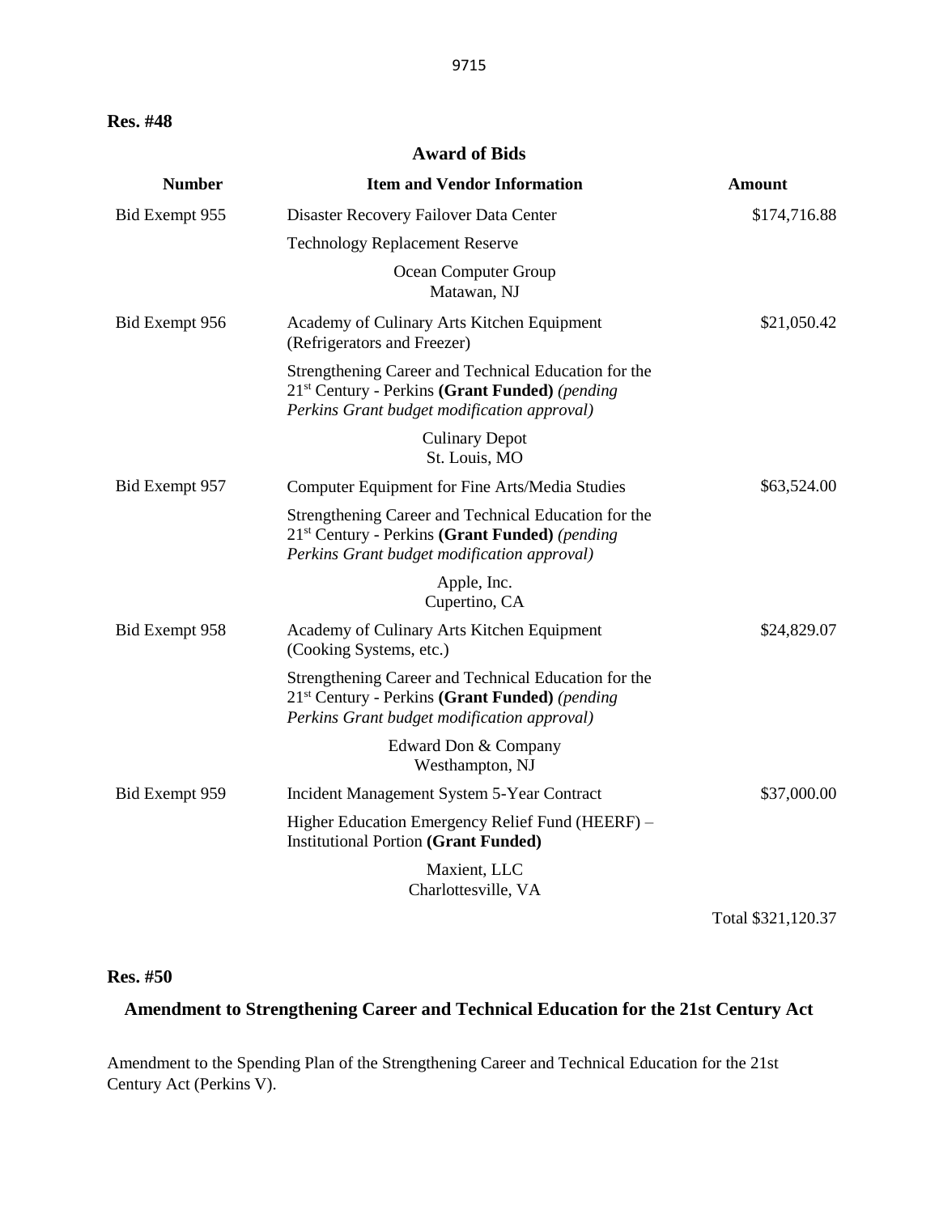**Res. #48**

## Award of Bids

| Number | Item and Vendor Information | Amount |
|---|---|---|
| Bid Exempt 955 | Disaster Recovery Failover Data Center<br><br>Technology Replacement Reserve<br><br>Ocean Computer Group<br>Matawan, NJ | \$174,716.88 |
| Bid Exempt 956 | Academy of Culinary Arts Kitchen Equipment (Refrigerators and Freezer)<br><br>Strengthening Career and Technical Education for the 21st Century - Perkins **(Grant Funded)** *(pending Perkins Grant budget modification approval)*<br><br>Culinary Depot<br>St. Louis, MO | \$21,050.42 |
| Bid Exempt 957 | Computer Equipment for Fine Arts/Media Studies<br><br>Strengthening Career and Technical Education for the 21st Century - Perkins **(Grant Funded)** *(pending Perkins Grant budget modification approval)*<br><br>Apple, Inc.<br>Cupertino, CA | \$63,524.00 |
| Bid Exempt 958 | Academy of Culinary Arts Kitchen Equipment (Cooking Systems, etc.)<br><br>Strengthening Career and Technical Education for the 21st Century - Perkins **(Grant Funded)** *(pending Perkins Grant budget modification approval)*<br><br>Edward Don & Company<br>Westhampton, NJ | \$24,829.07 |
| Bid Exempt 959 | Incident Management System 5-Year Contract<br><br>Higher Education Emergency Relief Fund (HEERF) – Institutional Portion **(Grant Funded)**<br><br>Maxient, LLC<br>Charlottesville, VA | \$37,000.00 |
| | | Total \$321,120.37 |

**Res. #50**

## Amendment to Strengthening Career and Technical Education for the 21st Century Act

Amendment to the Spending Plan of the Strengthening Career and Technical Education for the 21st Century Act (Perkins V).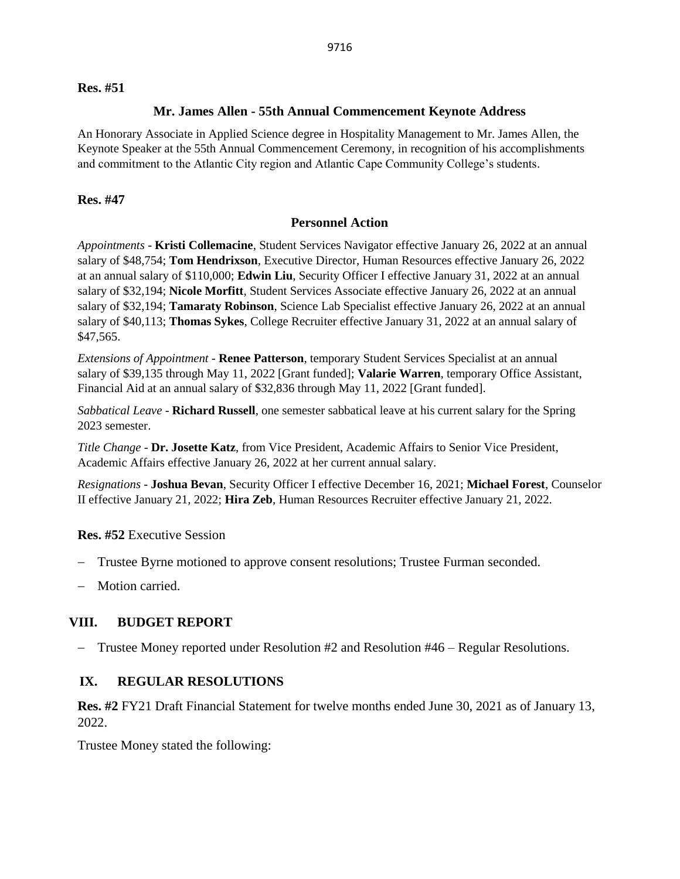**Res. #51**

**Mr. James Allen - 55th Annual Commencement Keynote Address**

An Honorary Associate in Applied Science degree in Hospitality Management to Mr. James Allen, the Keynote Speaker at the 55th Annual Commencement Ceremony, in recognition of his accomplishments and commitment to the Atlantic City region and Atlantic Cape Community College's students.

**Res. #47**

**Personnel Action**

*Appointments* - **Kristi Collemacine**, Student Services Navigator effective January 26, 2022 at an annual salary of $48,754; **Tom Hendrixson**, Executive Director, Human Resources effective January 26, 2022 at an annual salary of $110,000; **Edwin Liu**, Security Officer I effective January 31, 2022 at an annual salary of $32,194; **Nicole Morfitt**, Student Services Associate effective January 26, 2022 at an annual salary of $32,194; **Tamaraty Robinson**, Science Lab Specialist effective January 26, 2022 at an annual salary of $40,113; **Thomas Sykes**, College Recruiter effective January 31, 2022 at an annual salary of $47,565.

*Extensions of Appointment* - **Renee Patterson**, temporary Student Services Specialist at an annual salary of $39,135 through May 11, 2022 [Grant funded]; **Valarie Warren**, temporary Office Assistant, Financial Aid at an annual salary of $32,836 through May 11, 2022 [Grant funded].

*Sabbatical Leave* - **Richard Russell**, one semester sabbatical leave at his current salary for the Spring 2023 semester.

*Title Change* - **Dr. Josette Katz**, from Vice President, Academic Affairs to Senior Vice President, Academic Affairs effective January 26, 2022 at her current annual salary.

*Resignations* - **Joshua Bevan**, Security Officer I effective December 16, 2021; **Michael Forest**, Counselor II effective January 21, 2022; **Hira Zeb**, Human Resources Recruiter effective January 21, 2022.

**Res. #52** Executive Session

- Trustee Byrne motioned to approve consent resolutions; Trustee Furman seconded.
- Motion carried.

## VIII. BUDGET REPORT

- Trustee Money reported under Resolution #2 and Resolution #46 – Regular Resolutions.

## IX. REGULAR RESOLUTIONS

**Res. #2** FY21 Draft Financial Statement for twelve months ended June 30, 2021 as of January 13, 2022.

Trustee Money stated the following: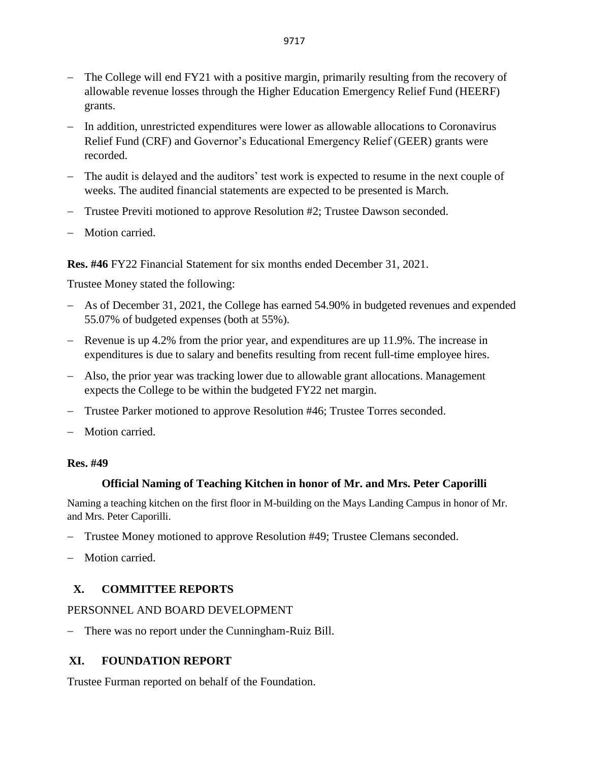- The College will end FY21 with a positive margin, primarily resulting from the recovery of allowable revenue losses through the Higher Education Emergency Relief Fund (HEERF) grants.
- In addition, unrestricted expenditures were lower as allowable allocations to Coronavirus Relief Fund (CRF) and Governor's Educational Emergency Relief (GEER) grants were recorded.
- The audit is delayed and the auditors' test work is expected to resume in the next couple of weeks. The audited financial statements are expected to be presented is March.
- Trustee Previti motioned to approve Resolution #2; Trustee Dawson seconded.
- Motion carried.

**Res. #46** FY22 Financial Statement for six months ended December 31, 2021.

Trustee Money stated the following:

- As of December 31, 2021, the College has earned 54.90% in budgeted revenues and expended 55.07% of budgeted expenses (both at 55%).
- Revenue is up 4.2% from the prior year, and expenditures are up 11.9%. The increase in expenditures is due to salary and benefits resulting from recent full-time employee hires.
- Also, the prior year was tracking lower due to allowable grant allocations. Management expects the College to be within the budgeted FY22 net margin.
- Trustee Parker motioned to approve Resolution #46; Trustee Torres seconded.
- Motion carried.

**Res. #49**

**Official Naming of Teaching Kitchen in honor of Mr. and Mrs. Peter Caporilli**

Naming a teaching kitchen on the first floor in M-building on the Mays Landing Campus in honor of Mr. and Mrs. Peter Caporilli.

- Trustee Money motioned to approve Resolution #49; Trustee Clemans seconded.
- Motion carried.

## X. COMMITTEE REPORTS

PERSONNEL AND BOARD DEVELOPMENT

- There was no report under the Cunningham-Ruiz Bill.

## XI. FOUNDATION REPORT

Trustee Furman reported on behalf of the Foundation.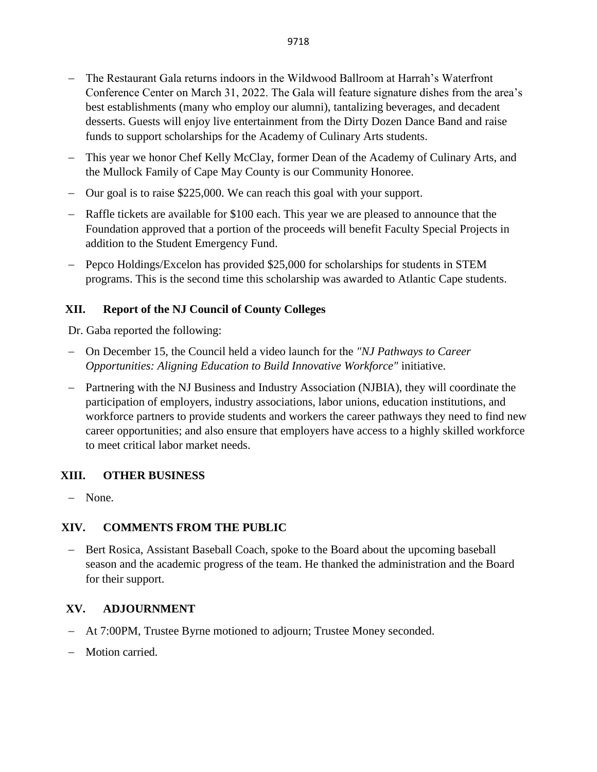- The Restaurant Gala returns indoors in the Wildwood Ballroom at Harrah's Waterfront Conference Center on March 31, 2022. The Gala will feature signature dishes from the area's best establishments (many who employ our alumni), tantalizing beverages, and decadent desserts. Guests will enjoy live entertainment from the Dirty Dozen Dance Band and raise funds to support scholarships for the Academy of Culinary Arts students.
- This year we honor Chef Kelly McClay, former Dean of the Academy of Culinary Arts, and the Mullock Family of Cape May County is our Community Honoree.
- Our goal is to raise $225,000. We can reach this goal with your support.
- Raffle tickets are available for $100 each. This year we are pleased to announce that the Foundation approved that a portion of the proceeds will benefit Faculty Special Projects in addition to the Student Emergency Fund.
- Pepco Holdings/Excelon has provided $25,000 for scholarships for students in STEM programs. This is the second time this scholarship was awarded to Atlantic Cape students.

## XII. Report of the NJ Council of County Colleges

Dr. Gaba reported the following:

- On December 15, the Council held a video launch for the *"NJ Pathways to Career Opportunities: Aligning Education to Build Innovative Workforce"* initiative.
- Partnering with the NJ Business and Industry Association (NJBIA), they will coordinate the participation of employers, industry associations, labor unions, education institutions, and workforce partners to provide students and workers the career pathways they need to find new career opportunities; and also ensure that employers have access to a highly skilled workforce to meet critical labor market needs.

## XIII. OTHER BUSINESS

- None.

## XIV. COMMENTS FROM THE PUBLIC

- Bert Rosica, Assistant Baseball Coach, spoke to the Board about the upcoming baseball season and the academic progress of the team. He thanked the administration and the Board for their support.

## XV. ADJOURNMENT

- At 7:00PM, Trustee Byrne motioned to adjourn; Trustee Money seconded.
- Motion carried.